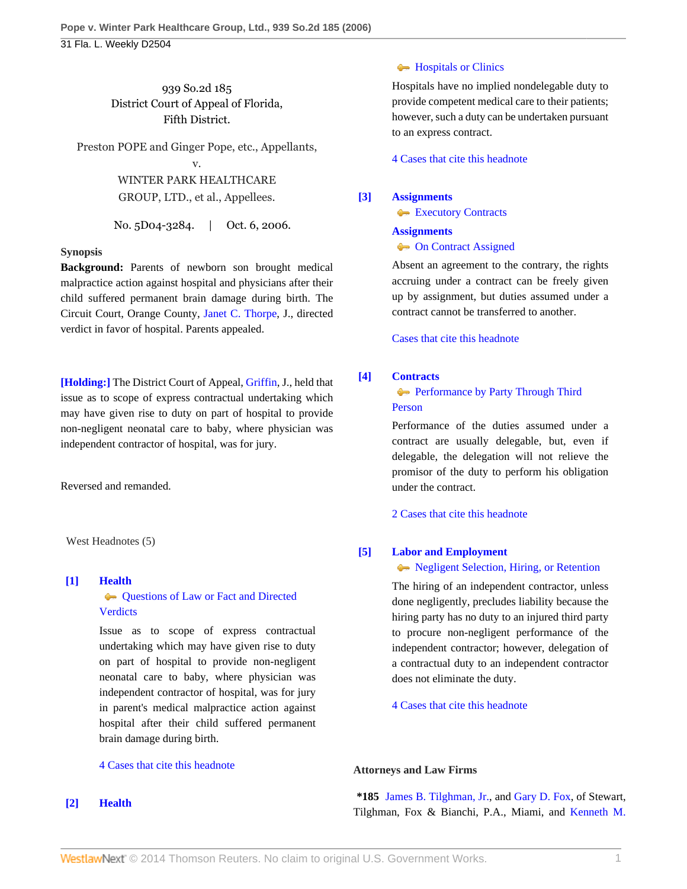939 So.2d 185
District Court of Appeal of Florida,
Fifth District.

Preston POPE and Ginger Pope, etc., Appellants,
v.
WINTER PARK HEALTHCARE GROUP, LTD., et al., Appellees.

No. 5D04-3284. | Oct. 6, 2006.

**Synopsis**

**Background:** Parents of newborn son brought medical malpractice action against hospital and physicians after their child suffered permanent brain damage during birth. The Circuit Court, Orange County, Janet C. Thorpe, J., directed verdict in favor of hospital. Parents appealed.

**[Holding:]** The District Court of Appeal, Griffin, J., held that issue as to scope of express contractual undertaking which may have given rise to duty on part of hospital to provide non-negligent neonatal care to baby, where physician was independent contractor of hospital, was for jury.

Reversed and remanded.

West Headnotes (5)

**[1] Health**
Questions of Law or Fact and Directed Verdicts

Issue as to scope of express contractual undertaking which may have given rise to duty on part of hospital to provide non-negligent neonatal care to baby, where physician was independent contractor of hospital, was for jury in parent's medical malpractice action against hospital after their child suffered permanent brain damage during birth.

4 Cases that cite this headnote

**[2] Health**
Hospitals or Clinics

Hospitals have no implied nondelegable duty to provide competent medical care to their patients; however, such a duty can be undertaken pursuant to an express contract.

4 Cases that cite this headnote

**[3] Assignments**
Executory Contracts

**Assignments**
On Contract Assigned

Absent an agreement to the contrary, the rights accruing under a contract can be freely given up by assignment, but duties assumed under a contract cannot be transferred to another.

Cases that cite this headnote

**[4] Contracts**
Performance by Party Through Third Person

Performance of the duties assumed under a contract are usually delegable, but, even if delegable, the delegation will not relieve the promisor of the duty to perform his obligation under the contract.

2 Cases that cite this headnote

**[5] Labor and Employment**
Negligent Selection, Hiring, or Retention

The hiring of an independent contractor, unless done negligently, precludes liability because the hiring party has no duty to an injured third party to procure non-negligent performance of the independent contractor; however, delegation of a contractual duty to an independent contractor does not eliminate the duty.

4 Cases that cite this headnote

**Attorneys and Law Firms**

**\*185** James B. Tilghman, Jr., and Gary D. Fox, of Stewart, Tilghman, Fox & Bianchi, P.A., Miami, and Kenneth M.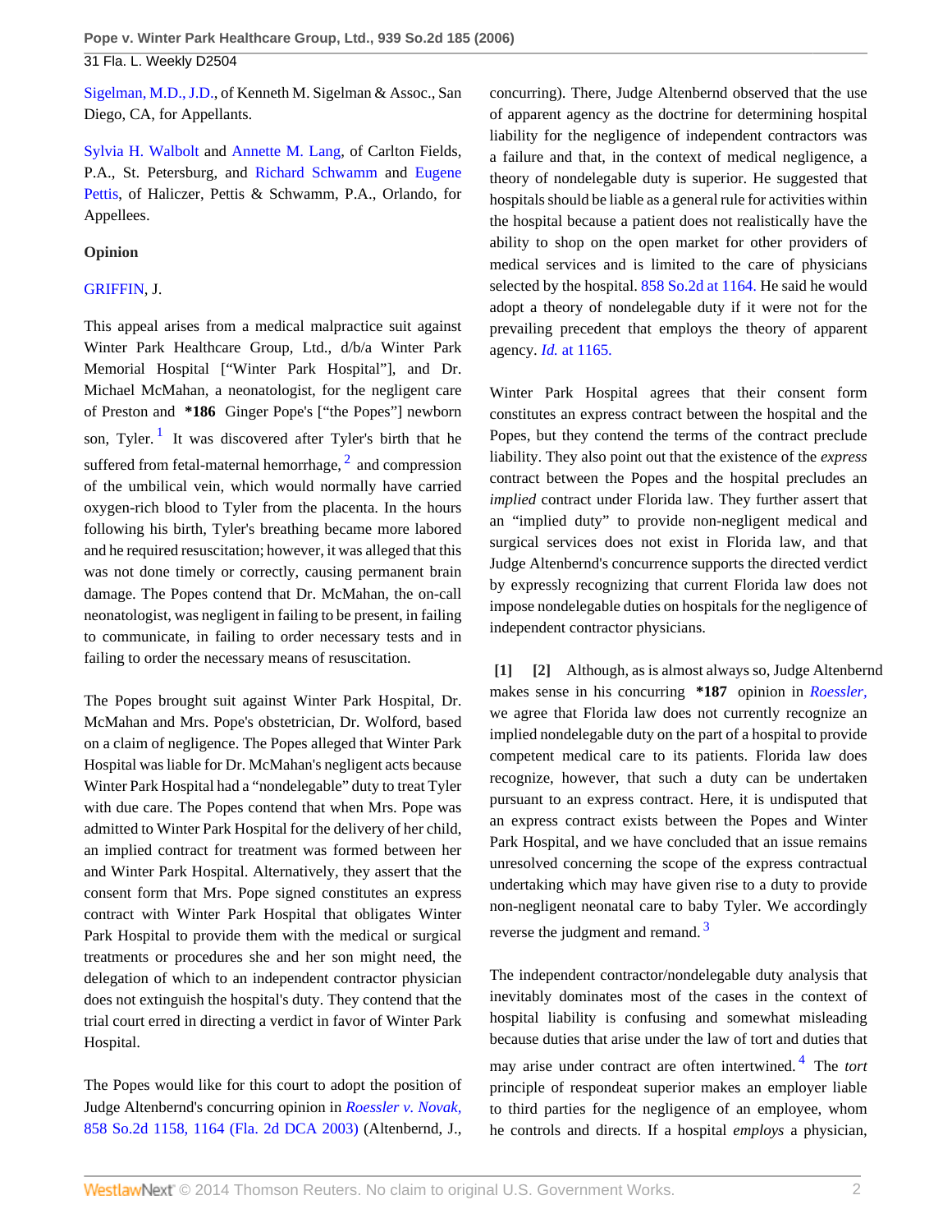Sigelman, M.D., J.D., of Kenneth M. Sigelman & Assoc., San Diego, CA, for Appellants.

Sylvia H. Walbolt and Annette M. Lang, of Carlton Fields, P.A., St. Petersburg, and Richard Schwamm and Eugene Pettis, of Haliczer, Pettis & Schwamm, P.A., Orlando, for Appellees.

**Opinion**

GRIFFIN, J.

This appeal arises from a medical malpractice suit against Winter Park Healthcare Group, Ltd., d/b/a Winter Park Memorial Hospital ["Winter Park Hospital"], and Dr. Michael McMahan, a neonatologist, for the negligent care of Preston and **\*186** Ginger Pope's ["the Popes"] newborn son, Tyler.[1] It was discovered after Tyler's birth that he suffered from fetal-maternal hemorrhage,[2] and compression of the umbilical vein, which would normally have carried oxygen-rich blood to Tyler from the placenta. In the hours following his birth, Tyler's breathing became more labored and he required resuscitation; however, it was alleged that this was not done timely or correctly, causing permanent brain damage. The Popes contend that Dr. McMahan, the on-call neonatologist, was negligent in failing to be present, in failing to communicate, in failing to order necessary tests and in failing to order the necessary means of resuscitation.

The Popes brought suit against Winter Park Hospital, Dr. McMahan and Mrs. Pope's obstetrician, Dr. Wolford, based on a claim of negligence. The Popes alleged that Winter Park Hospital was liable for Dr. McMahan's negligent acts because Winter Park Hospital had a "nondelegable" duty to treat Tyler with due care. The Popes contend that when Mrs. Pope was admitted to Winter Park Hospital for the delivery of her child, an implied contract for treatment was formed between her and Winter Park Hospital. Alternatively, they assert that the consent form that Mrs. Pope signed constitutes an express contract with Winter Park Hospital that obligates Winter Park Hospital to provide them with the medical or surgical treatments or procedures she and her son might need, the delegation of which to an independent contractor physician does not extinguish the hospital's duty. They contend that the trial court erred in directing a verdict in favor of Winter Park Hospital.

The Popes would like for this court to adopt the position of Judge Altenbernd's concurring opinion in *Roessler v. Novak,* 858 So.2d 1158, 1164 (Fla. 2d DCA 2003) (Altenbernd, J., concurring). There, Judge Altenbernd observed that the use of apparent agency as the doctrine for determining hospital liability for the negligence of independent contractors was a failure and that, in the context of medical negligence, a theory of nondelegable duty is superior. He suggested that hospitals should be liable as a general rule for activities within the hospital because a patient does not realistically have the ability to shop on the open market for other providers of medical services and is limited to the care of physicians selected by the hospital. 858 So.2d at 1164. He said he would adopt a theory of nondelegable duty if it were not for the prevailing precedent that employs the theory of apparent agency. *Id.* at 1165.

Winter Park Hospital agrees that their consent form constitutes an express contract between the hospital and the Popes, but they contend the terms of the contract preclude liability. They also point out that the existence of the *express* contract between the Popes and the hospital precludes an *implied* contract under Florida law. They further assert that an "implied duty" to provide non-negligent medical and surgical services does not exist in Florida law, and that Judge Altenbernd's concurrence supports the directed verdict by expressly recognizing that current Florida law does not impose nondelegable duties on hospitals for the negligence of independent contractor physicians.

**[1]** **[2]** Although, as is almost always so, Judge Altenbernd makes sense in his concurring **\*187** opinion in *Roessler,* we agree that Florida law does not currently recognize an implied nondelegable duty on the part of a hospital to provide competent medical care to its patients. Florida law does recognize, however, that such a duty can be undertaken pursuant to an express contract. Here, it is undisputed that an express contract exists between the Popes and Winter Park Hospital, and we have concluded that an issue remains unresolved concerning the scope of the express contractual undertaking which may have given rise to a duty to provide non-negligent neonatal care to baby Tyler. We accordingly reverse the judgment and remand.[3]

The independent contractor/nondelegable duty analysis that inevitably dominates most of the cases in the context of hospital liability is confusing and somewhat misleading because duties that arise under the law of tort and duties that may arise under contract are often intertwined.[4] The *tort* principle of respondeat superior makes an employer liable to third parties for the negligence of an employee, whom he controls and directs. If a hospital *employs* a physician,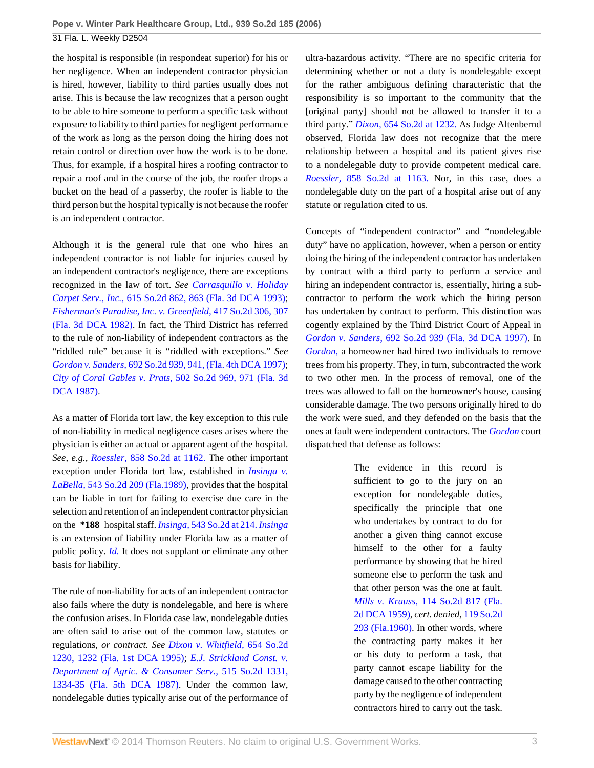the hospital is responsible (in respondeat superior) for his or her negligence. When an independent contractor physician is hired, however, liability to third parties usually does not arise. This is because the law recognizes that a person ought to be able to hire someone to perform a specific task without exposure to liability to third parties for negligent performance of the work as long as the person doing the hiring does not retain control or direction over how the work is to be done. Thus, for example, if a hospital hires a roofing contractor to repair a roof and in the course of the job, the roofer drops a bucket on the head of a passerby, the roofer is liable to the third person but the hospital typically is not because the roofer is an independent contractor.

Although it is the general rule that one who hires an independent contractor is not liable for injuries caused by an independent contractor's negligence, there are exceptions recognized in the law of tort. *See* *Carrasquillo v. Holiday Carpet Serv., Inc.,* 615 So.2d 862, 863 (Fla. 3d DCA 1993); *Fisherman's Paradise, Inc. v. Greenfield,* 417 So.2d 306, 307 (Fla. 3d DCA 1982). In fact, the Third District has referred to the rule of non-liability of independent contractors as the "riddled rule" because it is "riddled with exceptions." *See* *Gordon v. Sanders,* 692 So.2d 939, 941, (Fla. 4th DCA 1997); *City of Coral Gables v. Prats,* 502 So.2d 969, 971 (Fla. 3d DCA 1987).

As a matter of Florida tort law, the key exception to this rule of non-liability in medical negligence cases arises where the physician is either an actual or apparent agent of the hospital. *See, e.g., Roessler,* 858 So.2d at 1162. The other important exception under Florida tort law, established in *Insinga v. LaBella,* 543 So.2d 209 (Fla.1989), provides that the hospital can be liable in tort for failing to exercise due care in the selection and retention of an independent contractor physician on the **\*188** hospital staff. *Insinga,* 543 So.2d at 214. *Insinga* is an extension of liability under Florida law as a matter of public policy. *Id.* It does not supplant or eliminate any other basis for liability.

The rule of non-liability for acts of an independent contractor also fails where the duty is nondelegable, and here is where the confusion arises. In Florida case law, nondelegable duties are often said to arise out of the common law, statutes or regulations, *or contract. See* *Dixon v. Whitfield,* 654 So.2d 1230, 1232 (Fla. 1st DCA 1995); *E.J. Strickland Const. v. Department of Agric. & Consumer Serv.,* 515 So.2d 1331, 1334-35 (Fla. 5th DCA 1987). Under the common law, nondelegable duties typically arise out of the performance of ultra-hazardous activity. "There are no specific criteria for determining whether or not a duty is nondelegable except for the rather ambiguous defining characteristic that the responsibility is so important to the community that the [original party] should not be allowed to transfer it to a third party." *Dixon,* 654 So.2d at 1232. As Judge Altenbernd observed, Florida law does not recognize that the mere relationship between a hospital and its patient gives rise to a nondelegable duty to provide competent medical care. *Roessler,* 858 So.2d at 1163. Nor, in this case, does a nondelegable duty on the part of a hospital arise out of any statute or regulation cited to us.

Concepts of "independent contractor" and "nondelegable duty" have no application, however, when a person or entity doing the hiring of the independent contractor has undertaken by contract with a third party to perform a service and hiring an independent contractor is, essentially, hiring a subcontractor to perform the work which the hiring person has undertaken by contract to perform. This distinction was cogently explained by the Third District Court of Appeal in *Gordon v. Sanders,* 692 So.2d 939 (Fla. 3d DCA 1997). In *Gordon,* a homeowner had hired two individuals to remove trees from his property. They, in turn, subcontracted the work to two other men. In the process of removal, one of the trees was allowed to fall on the homeowner's house, causing considerable damage. The two persons originally hired to do the work were sued, and they defended on the basis that the ones at fault were independent contractors. The *Gordon* court dispatched that defense as follows:

> The evidence in this record is sufficient to go to the jury on an exception for nondelegable duties, specifically the principle that one who undertakes by contract to do for another a given thing cannot excuse himself to the other for a faulty performance by showing that he hired someone else to perform the task and that other person was the one at fault. *Mills v. Krauss,* 114 So.2d 817 (Fla. 2d DCA 1959), *cert. denied,* 119 So.2d 293 (Fla.1960). In other words, where the contracting party makes it her or his duty to perform a task, that party cannot escape liability for the damage caused to the other contracting party by the negligence of independent contractors hired to carry out the task.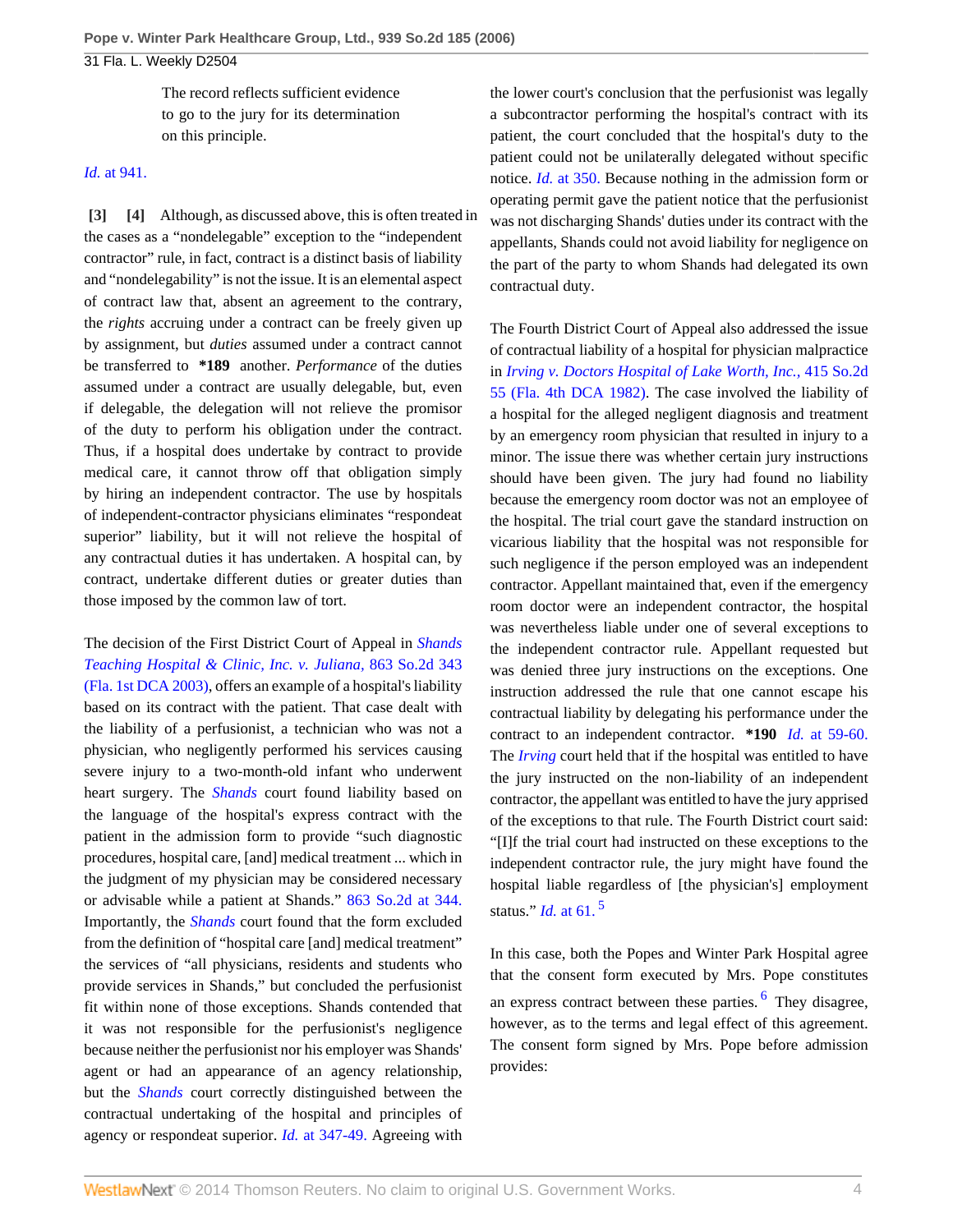> The record reflects sufficient evidence to go to the jury for its determination on this principle.

*Id.* at 941.

**[3] [4]** Although, as discussed above, this is often treated in the cases as a "nondelegable" exception to the "independent contractor" rule, in fact, contract is a distinct basis of liability and "nondelegability" is not the issue. It is an elemental aspect of contract law that, absent an agreement to the contrary, the *rights* accruing under a contract can be freely given up by assignment, but *duties* assumed under a contract cannot be transferred to **\*189** another. *Performance* of the duties assumed under a contract are usually delegable, but, even if delegable, the delegation will not relieve the promisor of the duty to perform his obligation under the contract. Thus, if a hospital does undertake by contract to provide medical care, it cannot throw off that obligation simply by hiring an independent contractor. The use by hospitals of independent-contractor physicians eliminates "respondeat superior" liability, but it will not relieve the hospital of any contractual duties it has undertaken. A hospital can, by contract, undertake different duties or greater duties than those imposed by the common law of tort.

The decision of the First District Court of Appeal in *Shands Teaching Hospital & Clinic, Inc. v. Juliana,* 863 So.2d 343 (Fla. 1st DCA 2003), offers an example of a hospital's liability based on its contract with the patient. That case dealt with the liability of a perfusionist, a technician who was not a physician, who negligently performed his services causing severe injury to a two-month-old infant who underwent heart surgery. The *Shands* court found liability based on the language of the hospital's express contract with the patient in the admission form to provide "such diagnostic procedures, hospital care, [and] medical treatment ... which in the judgment of my physician may be considered necessary or advisable while a patient at Shands." 863 So.2d at 344. Importantly, the *Shands* court found that the form excluded from the definition of "hospital care [and] medical treatment" the services of "all physicians, residents and students who provide services in Shands," but concluded the perfusionist fit within none of those exceptions. Shands contended that it was not responsible for the perfusionist's negligence because neither the perfusionist nor his employer was Shands' agent or had an appearance of an agency relationship, but the *Shands* court correctly distinguished between the contractual undertaking of the hospital and principles of agency or respondeat superior. *Id.* at 347-49. Agreeing with the lower court's conclusion that the perfusionist was legally a subcontractor performing the hospital's contract with its patient, the court concluded that the hospital's duty to the patient could not be unilaterally delegated without specific notice. *Id.* at 350. Because nothing in the admission form or operating permit gave the patient notice that the perfusionist was not discharging Shands' duties under its contract with the appellants, Shands could not avoid liability for negligence on the part of the party to whom Shands had delegated its own contractual duty.

The Fourth District Court of Appeal also addressed the issue of contractual liability of a hospital for physician malpractice in *Irving v. Doctors Hospital of Lake Worth, Inc.,* 415 So.2d 55 (Fla. 4th DCA 1982). The case involved the liability of a hospital for the alleged negligent diagnosis and treatment by an emergency room physician that resulted in injury to a minor. The issue there was whether certain jury instructions should have been given. The jury had found no liability because the emergency room doctor was not an employee of the hospital. The trial court gave the standard instruction on vicarious liability that the hospital was not responsible for such negligence if the person employed was an independent contractor. Appellant maintained that, even if the emergency room doctor were an independent contractor, the hospital was nevertheless liable under one of several exceptions to the independent contractor rule. Appellant requested but was denied three jury instructions on the exceptions. One instruction addressed the rule that one cannot escape his contractual liability by delegating his performance under the contract to an independent contractor. **\*190** *Id.* at 59-60. The *Irving* court held that if the hospital was entitled to have the jury instructed on the non-liability of an independent contractor, the appellant was entitled to have the jury apprised of the exceptions to that rule. The Fourth District court said: "[I]f the trial court had instructed on these exceptions to the independent contractor rule, the jury might have found the hospital liable regardless of [the physician's] employment status." *Id.* at 61.[5]

In this case, both the Popes and Winter Park Hospital agree that the consent form executed by Mrs. Pope constitutes an express contract between these parties.[6] They disagree, however, as to the terms and legal effect of this agreement. The consent form signed by Mrs. Pope before admission provides: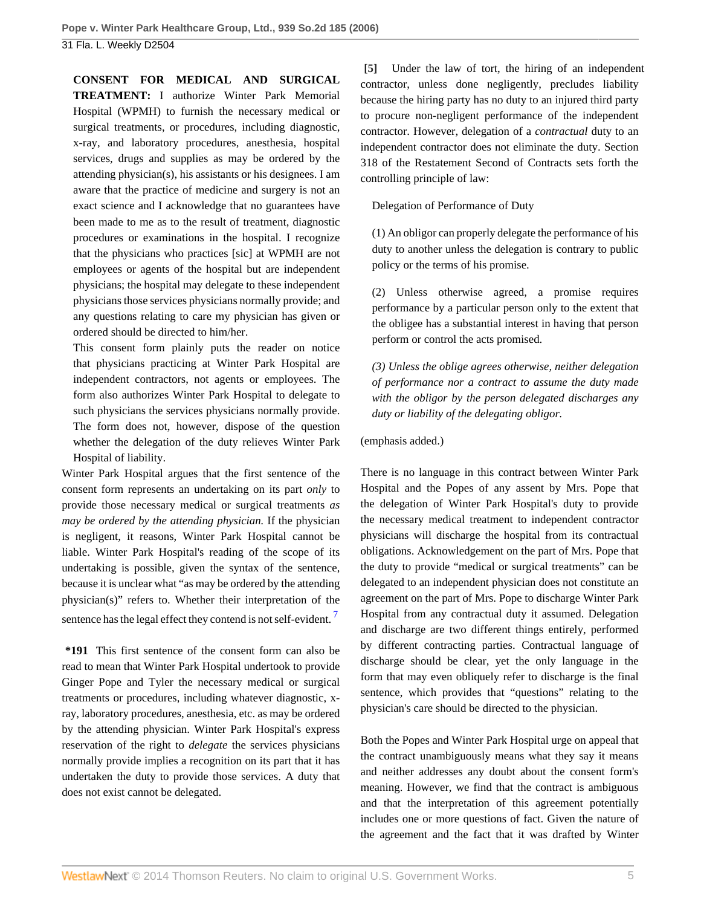**CONSENT FOR MEDICAL AND SURGICAL TREATMENT:** I authorize Winter Park Memorial Hospital (WPMH) to furnish the necessary medical or surgical treatments, or procedures, including diagnostic, x-ray, and laboratory procedures, anesthesia, hospital services, drugs and supplies as may be ordered by the attending physician(s), his assistants or his designees. I am aware that the practice of medicine and surgery is not an exact science and I acknowledge that no guarantees have been made to me as to the result of treatment, diagnostic procedures or examinations in the hospital. I recognize that the physicians who practices [sic] at WPMH are not employees or agents of the hospital but are independent physicians; the hospital may delegate to these independent physicians those services physicians normally provide; and any questions relating to care my physician has given or ordered should be directed to him/her.

This consent form plainly puts the reader on notice that physicians practicing at Winter Park Hospital are independent contractors, not agents or employees. The form also authorizes Winter Park Hospital to delegate to such physicians the services physicians normally provide. The form does not, however, dispose of the question whether the delegation of the duty relieves Winter Park Hospital of liability.

Winter Park Hospital argues that the first sentence of the consent form represents an undertaking on its part *only* to provide those necessary medical or surgical treatments *as may be ordered by the attending physician.* If the physician is negligent, it reasons, Winter Park Hospital cannot be liable. Winter Park Hospital's reading of the scope of its undertaking is possible, given the syntax of the sentence, because it is unclear what "as may be ordered by the attending physician(s)" refers to. Whether their interpretation of the sentence has the legal effect they contend is not self-evident. [7]

**\*191** This first sentence of the consent form can also be read to mean that Winter Park Hospital undertook to provide Ginger Pope and Tyler the necessary medical or surgical treatments or procedures, including whatever diagnostic, x-ray, laboratory procedures, anesthesia, etc. as may be ordered by the attending physician. Winter Park Hospital's express reservation of the right to *delegate* the services physicians normally provide implies a recognition on its part that it has undertaken the duty to provide those services. A duty that does not exist cannot be delegated.

**[5]** Under the law of tort, the hiring of an independent contractor, unless done negligently, precludes liability because the hiring party has no duty to an injured third party to procure non-negligent performance of the independent contractor. However, delegation of a *contractual* duty to an independent contractor does not eliminate the duty. Section 318 of the Restatement Second of Contracts sets forth the controlling principle of law:

> Delegation of Performance of Duty
>
> (1) An obligor can properly delegate the performance of his duty to another unless the delegation is contrary to public policy or the terms of his promise.
>
> (2) Unless otherwise agreed, a promise requires performance by a particular person only to the extent that the obligee has a substantial interest in having that person perform or control the acts promised.
>
> *(3) Unless the oblige agrees otherwise, neither delegation of performance nor a contract to assume the duty made with the obligor by the person delegated discharges any duty or liability of the delegating obligor.*

(emphasis added.)

There is no language in this contract between Winter Park Hospital and the Popes of any assent by Mrs. Pope that the delegation of Winter Park Hospital's duty to provide the necessary medical treatment to independent contractor physicians will discharge the hospital from its contractual obligations. Acknowledgement on the part of Mrs. Pope that the duty to provide "medical or surgical treatments" can be delegated to an independent physician does not constitute an agreement on the part of Mrs. Pope to discharge Winter Park Hospital from any contractual duty it assumed. Delegation and discharge are two different things entirely, performed by different contracting parties. Contractual language of discharge should be clear, yet the only language in the form that may even obliquely refer to discharge is the final sentence, which provides that "questions" relating to the physician's care should be directed to the physician.

Both the Popes and Winter Park Hospital urge on appeal that the contract unambiguously means what they say it means and neither addresses any doubt about the consent form's meaning. However, we find that the contract is ambiguous and that the interpretation of this agreement potentially includes one or more questions of fact. Given the nature of the agreement and the fact that it was drafted by Winter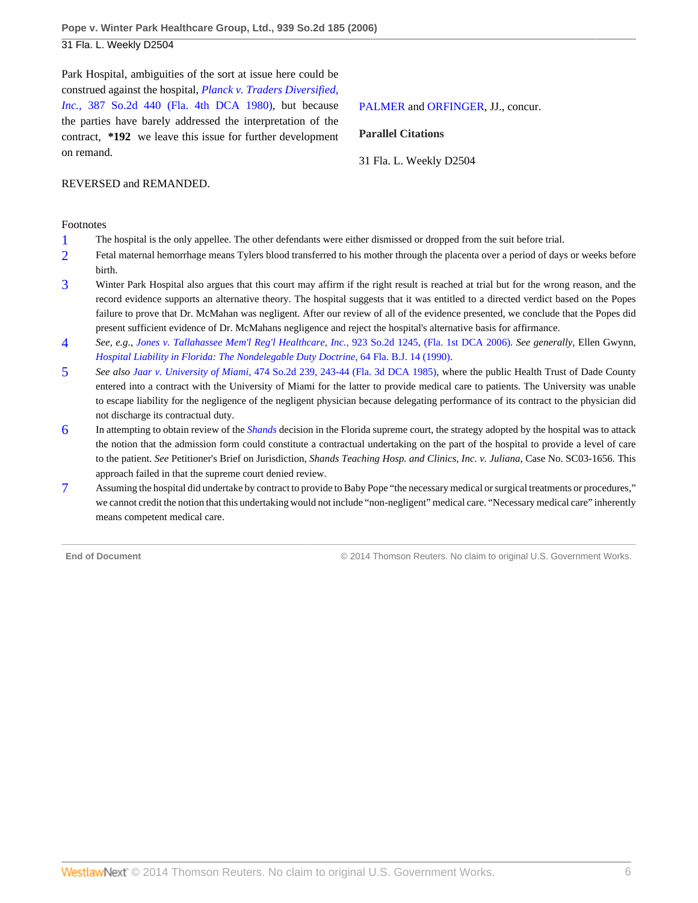Park Hospital, ambiguities of the sort at issue here could be construed against the hospital, *Planck v. Traders Diversified, Inc.,* 387 So.2d 440 (Fla. 4th DCA 1980), but because the parties have barely addressed the interpretation of the contract, **\*192** we leave this issue for further development on remand.

REVERSED and REMANDED.

PALMER and ORFINGER, JJ., concur.

**Parallel Citations**

31 Fla. L. Weekly D2504

Footnotes

1. The hospital is the only appellee. The other defendants were either dismissed or dropped from the suit before trial.
2. Fetal maternal hemorrhage means Tylers blood transferred to his mother through the placenta over a period of days or weeks before birth.
3. Winter Park Hospital also argues that this court may affirm if the right result is reached at trial but for the wrong reason, and the record evidence supports an alternative theory. The hospital suggests that it was entitled to a directed verdict based on the Popes failure to prove that Dr. McMahan was negligent. After our review of all of the evidence presented, we conclude that the Popes did present sufficient evidence of Dr. McMahans negligence and reject the hospital's alternative basis for affirmance.
4. *See, e.g., Jones v. Tallahassee Mem'l Reg'l Healthcare, Inc.,* 923 So.2d 1245, (Fla. 1st DCA 2006). *See generally,* Ellen Gwynn, *Hospital Liability in Florida: The Nondelegable Duty Doctrine,* 64 Fla. B.J. 14 (1990).
5. *See also Jaar v. University of Miami,* 474 So.2d 239, 243-44 (Fla. 3d DCA 1985), where the public Health Trust of Dade County entered into a contract with the University of Miami for the latter to provide medical care to patients. The University was unable to escape liability for the negligence of the negligent physician because delegating performance of its contract to the physician did not discharge its contractual duty.
6. In attempting to obtain review of the *Shands* decision in the Florida supreme court, the strategy adopted by the hospital was to attack the notion that the admission form could constitute a contractual undertaking on the part of the hospital to provide a level of care to the patient. *See* Petitioner's Brief on Jurisdiction, *Shands Teaching Hosp. and Clinics, Inc. v. Juliana,* Case No. SC03-1656. This approach failed in that the supreme court denied review.
7. Assuming the hospital did undertake by contract to provide to Baby Pope "the necessary medical or surgical treatments or procedures," we cannot credit the notion that this undertaking would not include "non-negligent" medical care. "Necessary medical care" inherently means competent medical care.

End of Document © 2014 Thomson Reuters. No claim to original U.S. Government Works.